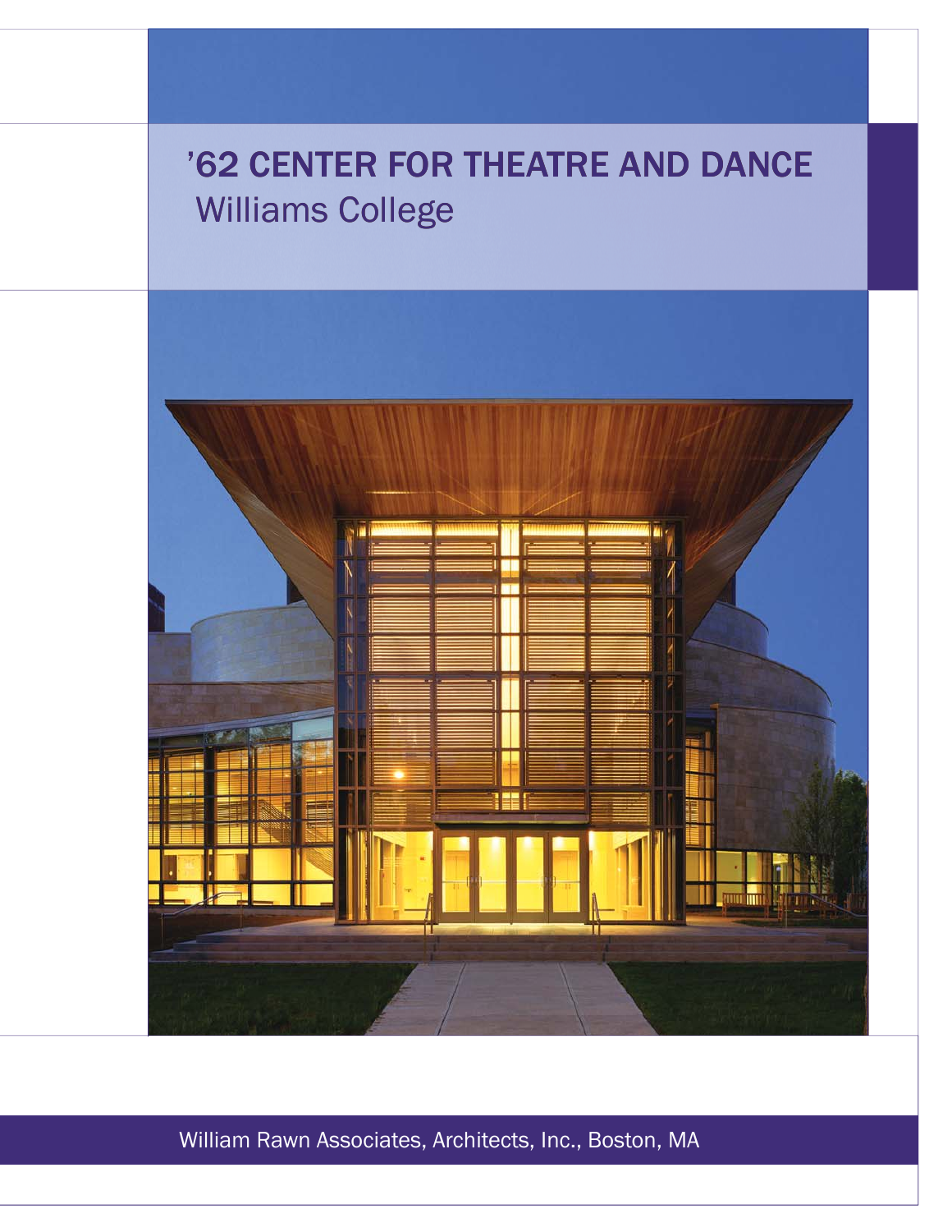# '62 CENTER FOR THEATRE AND DANCE

## Williams College

William Rawn Associates, Architects, Inc., Boston, MA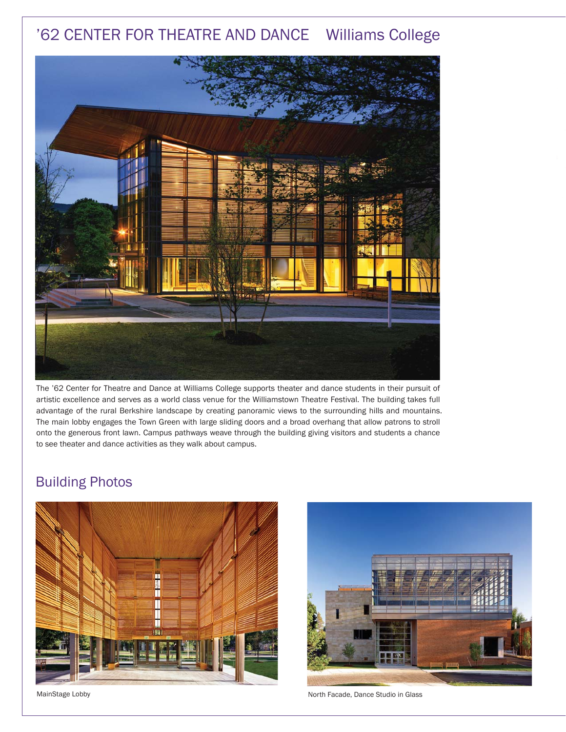# '62 CENTER FOR THEATRE AND DANCE Williams College

The '62 Center for Theatre and Dance at Williams College supports theater and dance students in their pursuit of artistic excellence and serves as a world class venue for the Williamstown Theatre Festival. The building takes full advantage of the rural Berkshire landscape by creating panoramic views to the surrounding hills and mountains. The main lobby engages the Town Green with large sliding doors and a broad overhang that allow patrons to stroll onto the generous front lawn. Campus pathways weave through the building giving visitors and students a chance to see theater and dance activities as they walk about campus.

## Building Photos

MainStage Lobby

North Facade, Dance Studio in Glass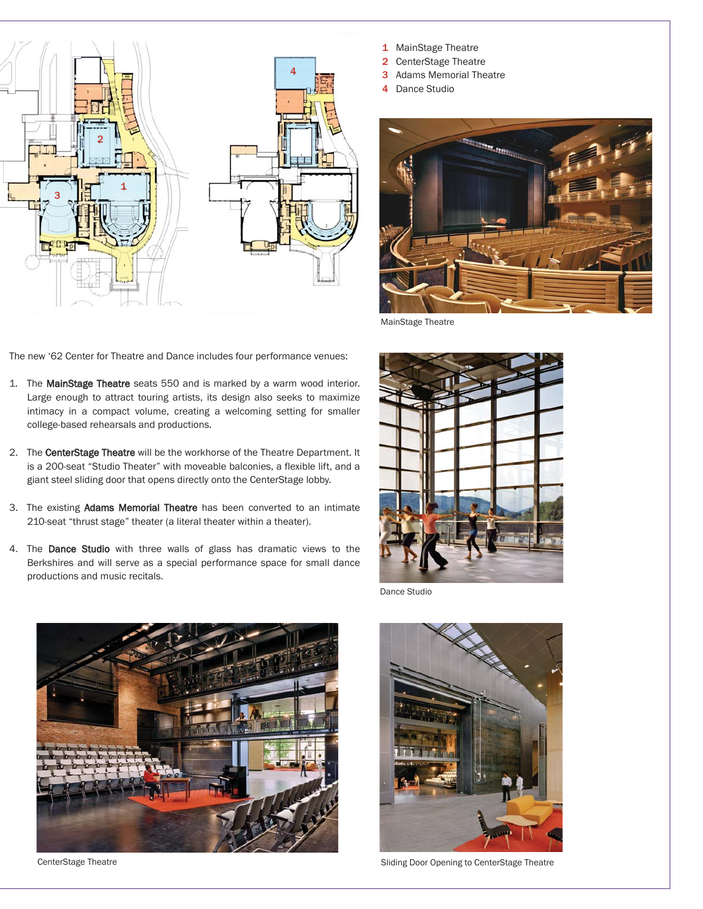1 MainStage Theatre
2 CenterStage Theatre
3 Adams Memorial Theatre
4 Dance Studio

MainStage Theatre

The new '62 Center for Theatre and Dance includes four performance venues:

1. The **MainStage Theatre** seats 550 and is marked by a warm wood interior. Large enough to attract touring artists, its design also seeks to maximize intimacy in a compact volume, creating a welcoming setting for smaller college-based rehearsals and productions.

2. The **CenterStage Theatre** will be the workhorse of the Theatre Department. It is a 200-seat "Studio Theater" with moveable balconies, a flexible lift, and a giant steel sliding door that opens directly onto the CenterStage lobby.

3. The existing **Adams Memorial Theatre** has been converted to an intimate 210-seat "thrust stage" theater (a literal theater within a theater).

4. The **Dance Studio** with three walls of glass has dramatic views to the Berkshires and will serve as a special performance space for small dance productions and music recitals.

Dance Studio

CenterStage Theatre

Sliding Door Opening to CenterStage Theatre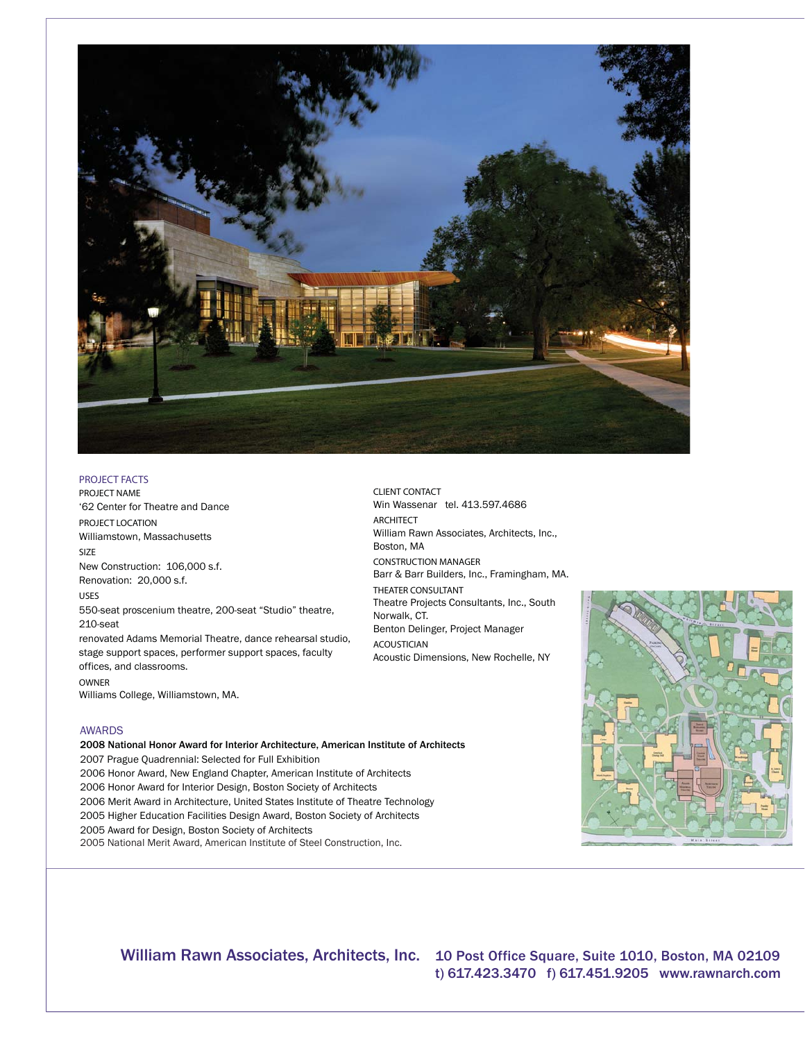## PROJECT FACTS

PROJECT NAME
'62 Center for Theatre and Dance

PROJECT LOCATION
Williamstown, Massachusetts

SIZE
New Construction: 106,000 s.f.
Renovation: 20,000 s.f.

USES
550-seat proscenium theatre, 200-seat "Studio" theatre, 210-seat
renovated Adams Memorial Theatre, dance rehearsal studio, stage support spaces, performer support spaces, faculty offices, and classrooms.

OWNER
Williams College, Williamstown, MA.

CLIENT CONTACT
Win Wassenar tel. 413.597.4686

ARCHITECT
William Rawn Associates, Architects, Inc., Boston, MA

CONSTRUCTION MANAGER
Barr & Barr Builders, Inc., Framingham, MA.

THEATER CONSULTANT
Theatre Projects Consultants, Inc., South Norwalk, CT.
Benton Delinger, Project Manager

ACOUSTICIAN
Acoustic Dimensions, New Rochelle, NY

## AWARDS

**2008 National Honor Award for Interior Architecture, American Institute of Architects**
2007 Prague Quadrennial: Selected for Full Exhibition
2006 Honor Award, New England Chapter, American Institute of Architects
2006 Honor Award for Interior Design, Boston Society of Architects
2006 Merit Award in Architecture, United States Institute of Theatre Technology
2005 Higher Education Facilities Design Award, Boston Society of Architects
2005 Award for Design, Boston Society of Architects
2005 National Merit Award, American Institute of Steel Construction, Inc.

William Rawn Associates, Architects, Inc. 10 Post Office Square, Suite 1010, Boston, MA 02109
t) 617.423.3470 f) 617.451.9205 www.rawnarch.com